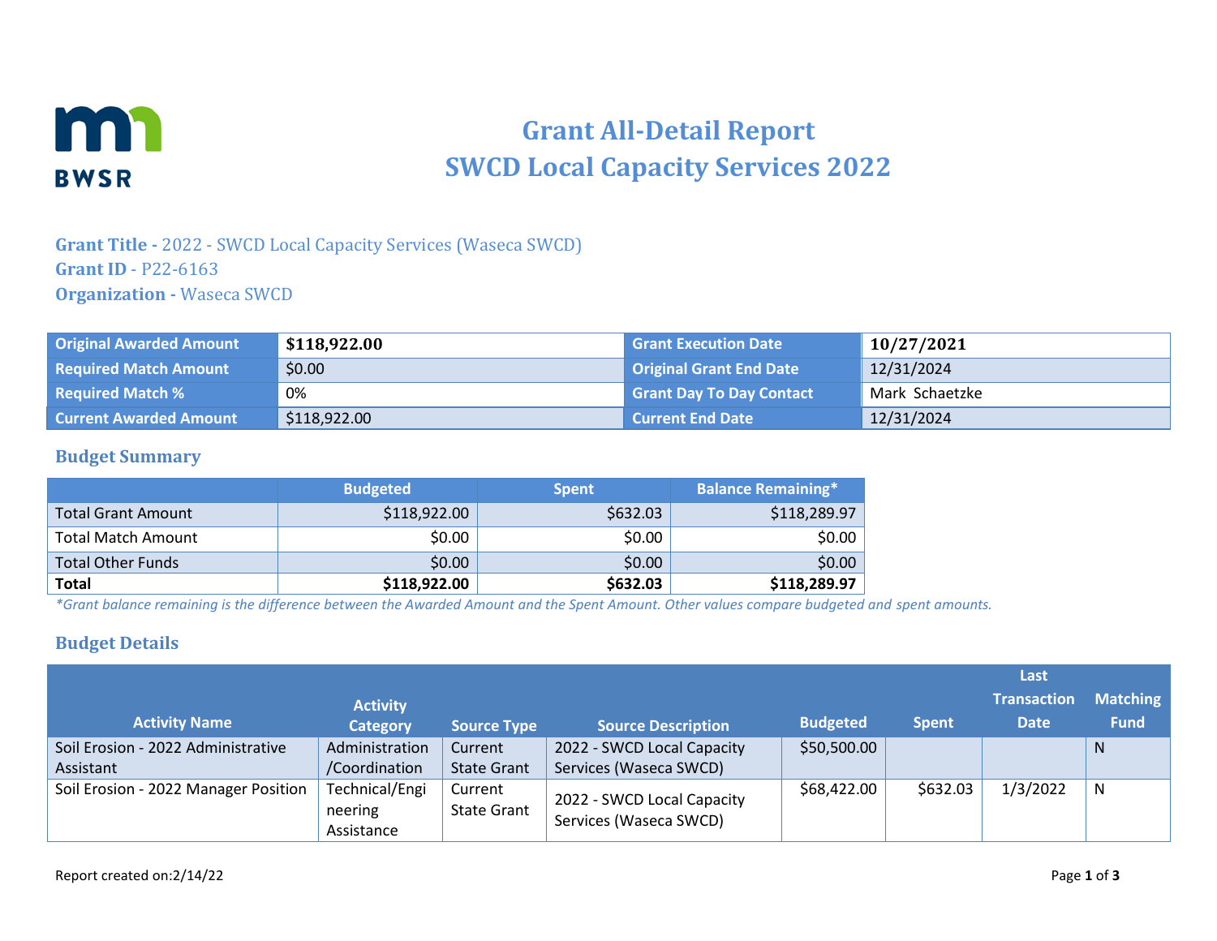# Grant All-Detail Report
# SWCD Local Capacity Services 2022

**Grant Title -** 2022 - SWCD Local Capacity Services (Waseca SWCD)
**Grant ID** - P22-6163
**Organization -** Waseca SWCD

| Original Awarded Amount | **$118,922.00** | Grant Execution Date | **10/27/2021** |
|---|---|---|---|
| Required Match Amount | $0.00 | Original Grant End Date | 12/31/2024 |
| Required Match % | 0% | Grant Day To Day Contact | Mark Schaetzke |
| Current Awarded Amount | $118,922.00 | Current End Date | 12/31/2024 |

## Budget Summary

| | Budgeted | Spent | Balance Remaining* |
|---|---|---|---|
| Total Grant Amount | $118,922.00 | $632.03 | $118,289.97 |
| Total Match Amount | $0.00 | $0.00 | $0.00 |
| Total Other Funds | $0.00 | $0.00 | $0.00 |
| **Total** | **$118,922.00** | **$632.03** | **$118,289.97** |

*\*Grant balance remaining is the difference between the Awarded Amount and the Spent Amount. Other values compare budgeted and spent amounts.*

## Budget Details

| Activity Name | Activity Category | Source Type | Source Description | Budgeted | Spent | Last Transaction Date | Matching Fund |
|---|---|---|---|---|---|---|---|
| Soil Erosion - 2022 Administrative Assistant | Administration /Coordination | Current State Grant | 2022 - SWCD Local Capacity Services (Waseca SWCD) | $50,500.00 | | | N |
| Soil Erosion - 2022 Manager Position | Technical/Engineering Assistance | Current State Grant | 2022 - SWCD Local Capacity Services (Waseca SWCD) | $68,422.00 | $632.03 | 1/3/2022 | N |

Report created on:2/14/22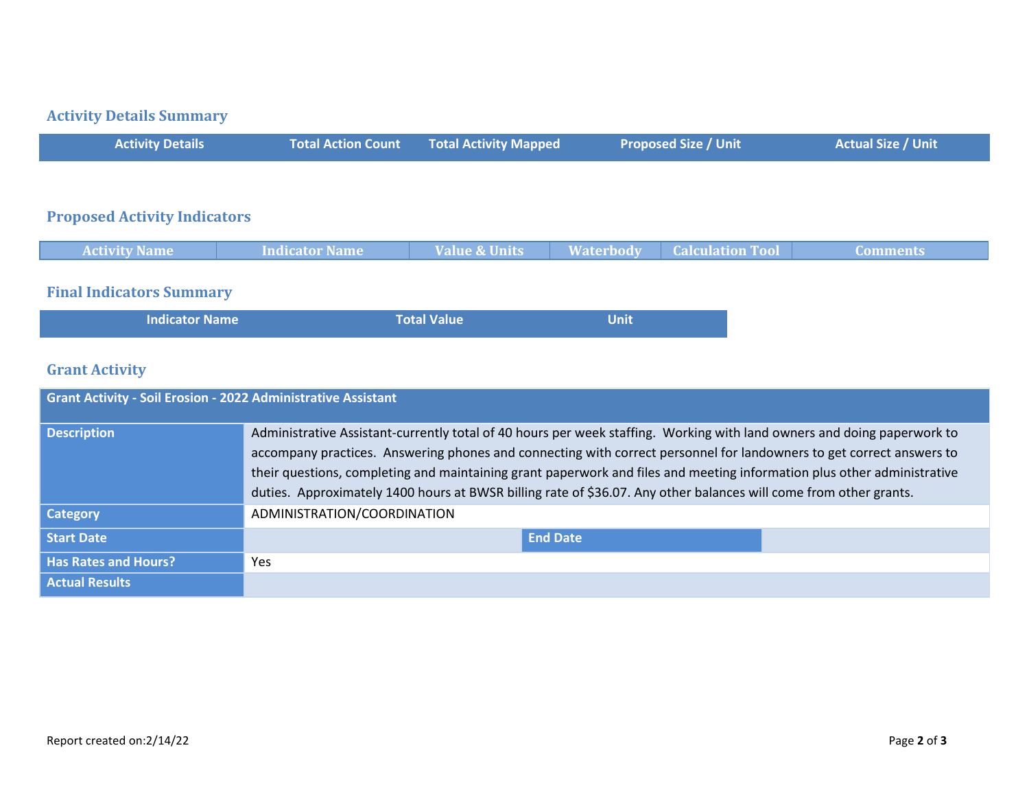## Activity Details Summary

| Activity Details | Total Action Count | Total Activity Mapped | Proposed Size / Unit | Actual Size / Unit |
|---|---|---|---|---|

## Proposed Activity Indicators

| Activity Name | Indicator Name | Value & Units | Waterbody | Calculation Tool | Comments |
|---|---|---|---|---|---|

## Final Indicators Summary

| Indicator Name | Total Value | Unit |
|---|---|---|

## Grant Activity

| Grant Activity - Soil Erosion - 2022 Administrative Assistant | | | |
|---|---|---|---|
| **Description** | Administrative Assistant-currently total of 40 hours per week staffing. Working with land owners and doing paperwork to accompany practices. Answering phones and connecting with correct personnel for landowners to get correct answers to their questions, completing and maintaining grant paperwork and files and meeting information plus other administrative duties. Approximately 1400 hours at BWSR billing rate of $36.07. Any other balances will come from other grants. | | |
| **Category** | ADMINISTRATION/COORDINATION | | |
| **Start Date** | | **End Date** | |
| **Has Rates and Hours?** | Yes | | |
| **Actual Results** | | | |

Report created on:2/14/22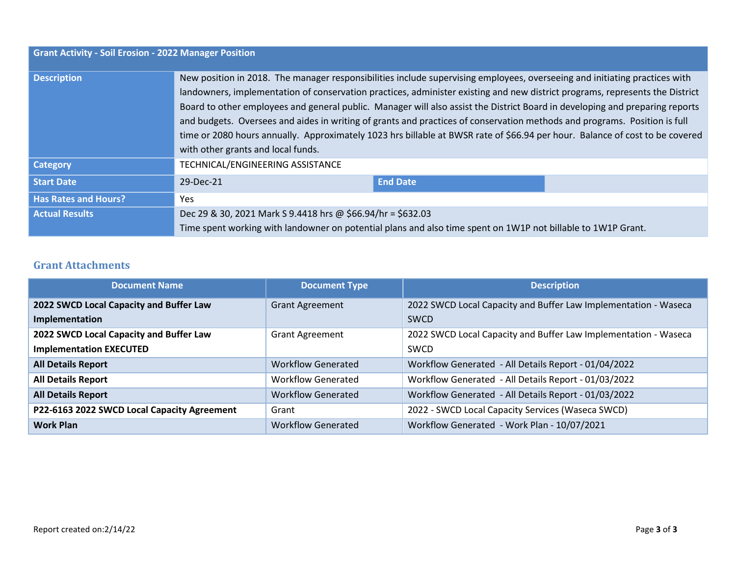| Grant Activity - Soil Erosion - 2022 Manager Position | | | |
|---|---|---|---|
| **Description** | New position in 2018. The manager responsibilities include supervising employees, overseeing and initiating practices with landowners, implementation of conservation practices, administer existing and new district programs, represents the District Board to other employees and general public. Manager will also assist the District Board in developing and preparing reports and budgets. Oversees and aides in writing of grants and practices of conservation methods and programs. Position is full time or 2080 hours annually. Approximately 1023 hrs billable at BWSR rate of $66.94 per hour. Balance of cost to be covered with other grants and local funds. | | |
| **Category** | TECHNICAL/ENGINEERING ASSISTANCE | | |
| **Start Date** | 29-Dec-21 | **End Date** | |
| **Has Rates and Hours?** | Yes | | |
| **Actual Results** | Dec 29 & 30, 2021 Mark S 9.4418 hrs @ $66.94/hr = $632.03<br>Time spent working with landowner on potential plans and also time spent on 1W1P not billable to 1W1P Grant. | | |

## Grant Attachments

| Document Name | Document Type | Description |
|---|---|---|
| **2022 SWCD Local Capacity and Buffer Law Implementation** | Grant Agreement | 2022 SWCD Local Capacity and Buffer Law Implementation - Waseca SWCD |
| **2022 SWCD Local Capacity and Buffer Law Implementation EXECUTED** | Grant Agreement | 2022 SWCD Local Capacity and Buffer Law Implementation - Waseca SWCD |
| **All Details Report** | Workflow Generated | Workflow Generated - All Details Report - 01/04/2022 |
| **All Details Report** | Workflow Generated | Workflow Generated - All Details Report - 01/03/2022 |
| **All Details Report** | Workflow Generated | Workflow Generated - All Details Report - 01/03/2022 |
| **P22-6163 2022 SWCD Local Capacity Agreement** | Grant | 2022 - SWCD Local Capacity Services (Waseca SWCD) |
| **Work Plan** | Workflow Generated | Workflow Generated - Work Plan - 10/07/2021 |

Report created on:2/14/22